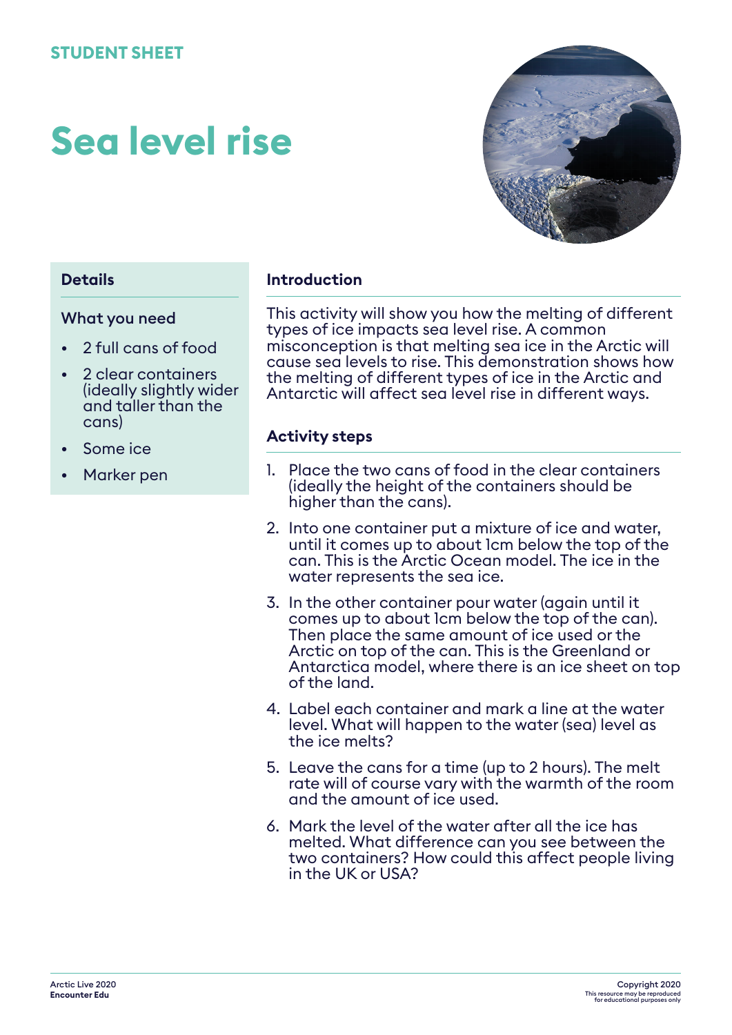STUDENT SHEET

# Sea level rise

### Details

**What you need**

- 2 full cans of food
- 2 clear containers (ideally slightly wider and taller than the cans)
- Some ice
- Marker pen

### Introduction

This activity will show you how the melting of different types of ice impacts sea level rise. A common misconception is that melting sea ice in the Arctic will cause sea levels to rise. This demonstration shows how the melting of different types of ice in the Arctic and Antarctic will affect sea level rise in different ways.

### Activity steps

1. Place the two cans of food in the clear containers (ideally the height of the containers should be higher than the cans).
2. Into one container put a mixture of ice and water, until it comes up to about 1cm below the top of the can. This is the Arctic Ocean model. The ice in the water represents the sea ice.
3. In the other container pour water (again until it comes up to about 1cm below the top of the can). Then place the same amount of ice used or the Arctic on top of the can. This is the Greenland or Antarctica model, where there is an ice sheet on top of the land.
4. Label each container and mark a line at the water level. What will happen to the water (sea) level as the ice melts?
5. Leave the cans for a time (up to 2 hours). The melt rate will of course vary with the warmth of the room and the amount of ice used.
6. Mark the level of the water after all the ice has melted. What difference can you see between the two containers? How could this affect people living in the UK or USA?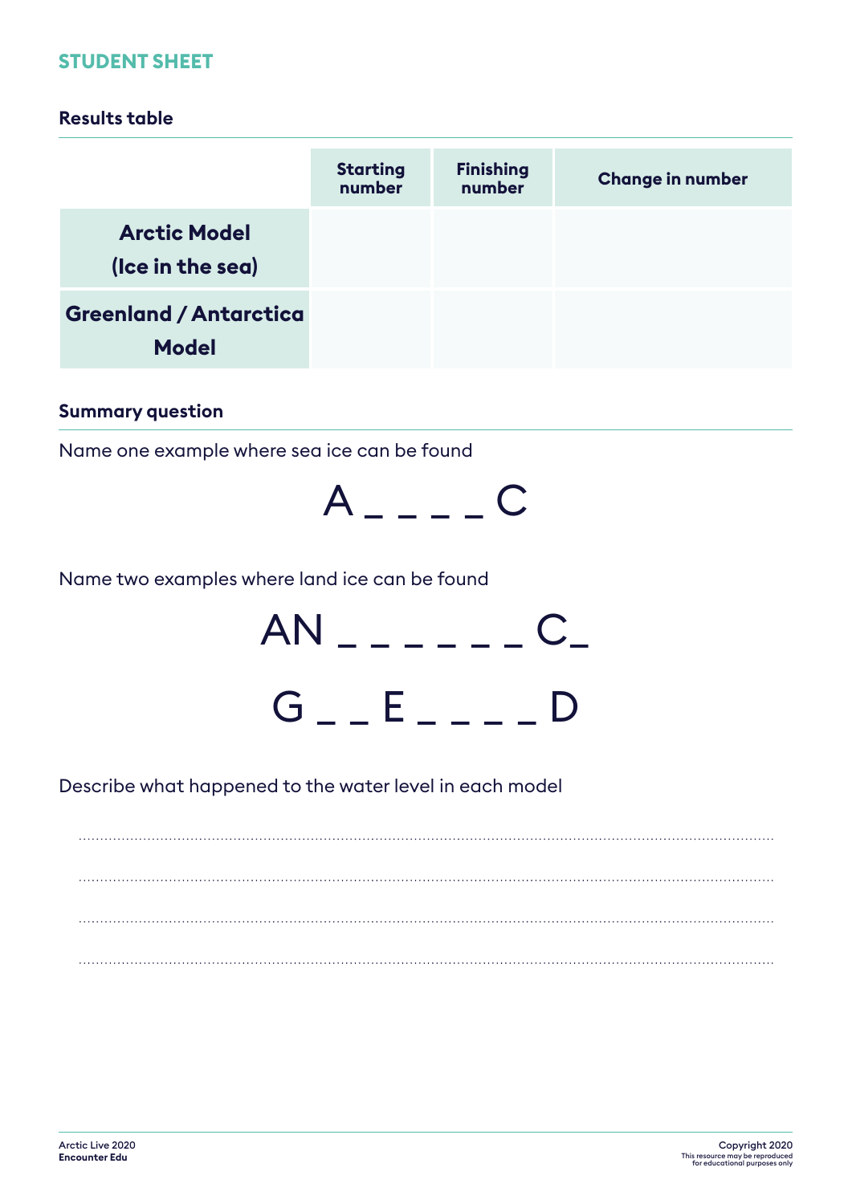## STUDENT SHEET

### Results table

| | Starting number | Finishing number | Change in number |
|---|---|---|---|
| **Arctic Model (Ice in the sea)** | | | |
| **Greenland / Antarctica Model** | | | |

### Summary question

Name one example where sea ice can be found

A _ _ _ _ C

Name two examples where land ice can be found

AN _ _ _ _ _ _ C_

G _ _ E _ _ _ _ D

Describe what happened to the water level in each model

............................................................................................................................................................

............................................................................................................................................................

............................................................................................................................................................

............................................................................................................................................................